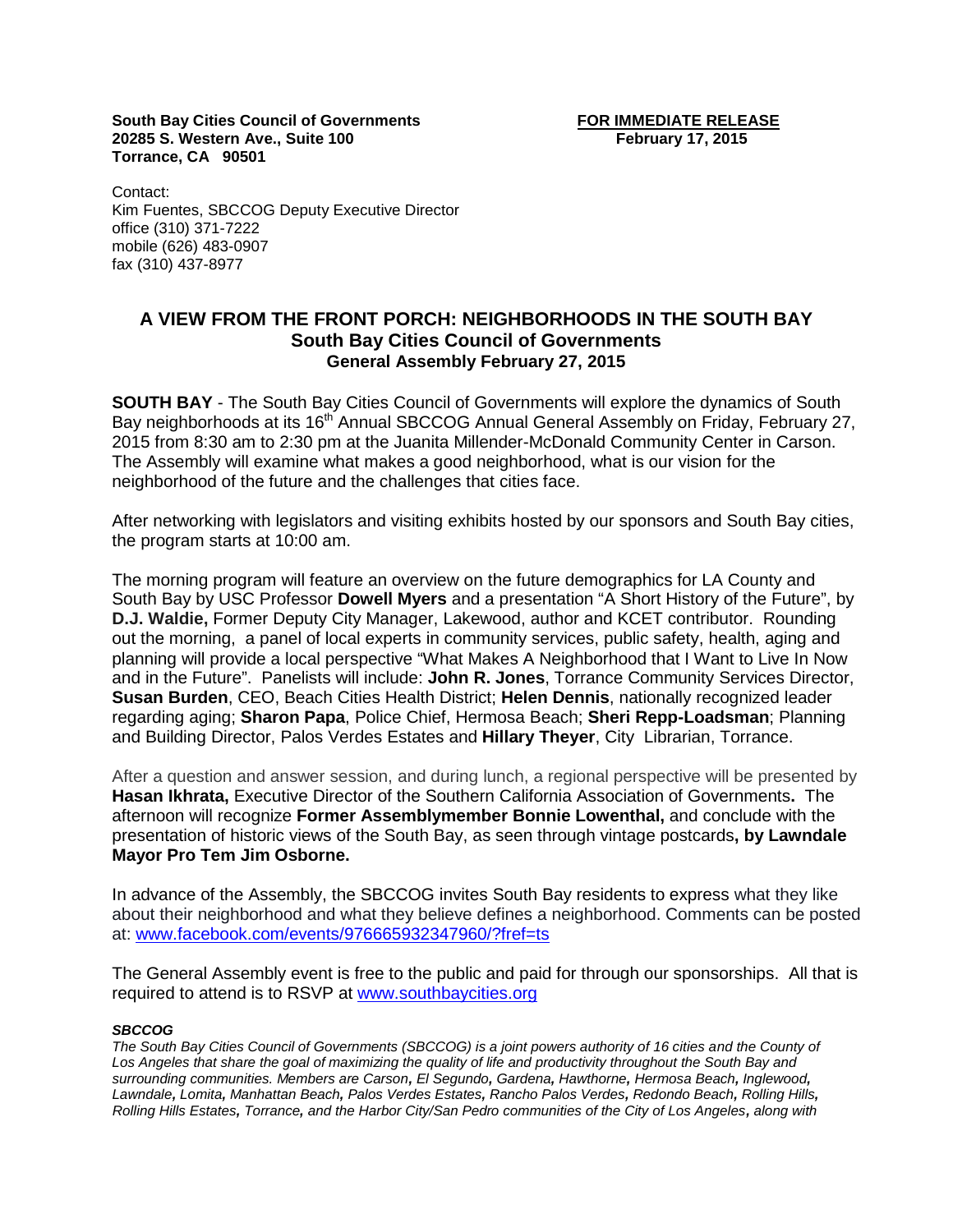**South Bay Cities Council of Governments**
**20285 S. Western Ave., Suite 100**
**Torrance, CA 90501**

**FOR IMMEDIATE RELEASE**
**February 17, 2015**

Contact:
Kim Fuentes, SBCCOG Deputy Executive Director
office (310) 371-7222
mobile (626) 483-0907
fax (310) 437-8977

# A VIEW FROM THE FRONT PORCH: NEIGHBORHOODS IN THE SOUTH BAY
## South Bay Cities Council of Governments
### General Assembly February 27, 2015

**SOUTH BAY** - The South Bay Cities Council of Governments will explore the dynamics of South Bay neighborhoods at its 16th Annual SBCCOG Annual General Assembly on Friday, February 27, 2015 from 8:30 am to 2:30 pm at the Juanita Millender-McDonald Community Center in Carson. The Assembly will examine what makes a good neighborhood, what is our vision for the neighborhood of the future and the challenges that cities face.

After networking with legislators and visiting exhibits hosted by our sponsors and South Bay cities, the program starts at 10:00 am.

The morning program will feature an overview on the future demographics for LA County and South Bay by USC Professor **Dowell Myers** and a presentation "A Short History of the Future", by **D.J. Waldie,** Former Deputy City Manager, Lakewood, author and KCET contributor. Rounding out the morning, a panel of local experts in community services, public safety, health, aging and planning will provide a local perspective "What Makes A Neighborhood that I Want to Live In Now and in the Future". Panelists will include: **John R. Jones**, Torrance Community Services Director, **Susan Burden**, CEO, Beach Cities Health District; **Helen Dennis**, nationally recognized leader regarding aging; **Sharon Papa**, Police Chief, Hermosa Beach; **Sheri Repp-Loadsman**; Planning and Building Director, Palos Verdes Estates and **Hillary Theyer**, City Librarian, Torrance.

After a question and answer session, and during lunch, a regional perspective will be presented by **Hasan Ikhrata,** Executive Director of the Southern California Association of Governments**.** The afternoon will recognize **Former Assemblymember Bonnie Lowenthal,** and conclude with the presentation of historic views of the South Bay, as seen through vintage postcards**, by Lawndale Mayor Pro Tem Jim Osborne.**

In advance of the Assembly, the SBCCOG invites South Bay residents to express what they like about their neighborhood and what they believe defines a neighborhood. Comments can be posted at: www.facebook.com/events/976665932347960/?fref=ts

The General Assembly event is free to the public and paid for through our sponsorships. All that is required to attend is to RSVP at www.southbaycities.org

***SBCCOG***

*The South Bay Cities Council of Governments (SBCCOG) is a joint powers authority of 16 cities and the County of Los Angeles that share the goal of maximizing the quality of life and productivity throughout the South Bay and surrounding communities. Members are Carson, El Segundo, Gardena, Hawthorne, Hermosa Beach, Inglewood, Lawndale, Lomita, Manhattan Beach, Palos Verdes Estates, Rancho Palos Verdes, Redondo Beach, Rolling Hills, Rolling Hills Estates, Torrance, and the Harbor City/San Pedro communities of the City of Los Angeles, along with*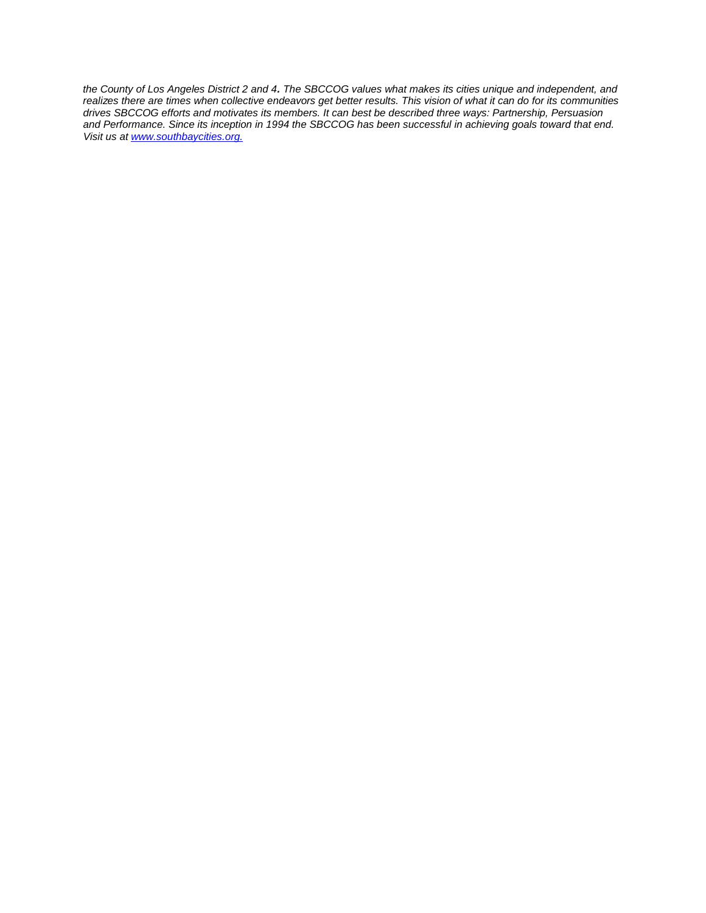*the County of Los Angeles District 2 and 4. The SBCCOG values what makes its cities unique and independent, and realizes there are times when collective endeavors get better results. This vision of what it can do for its communities drives SBCCOG efforts and motivates its members. It can best be described three ways: Partnership, Persuasion and Performance. Since its inception in 1994 the SBCCOG has been successful in achieving goals toward that end. Visit us at [www.southbaycities.org.](http://www.southbaycities.org)*